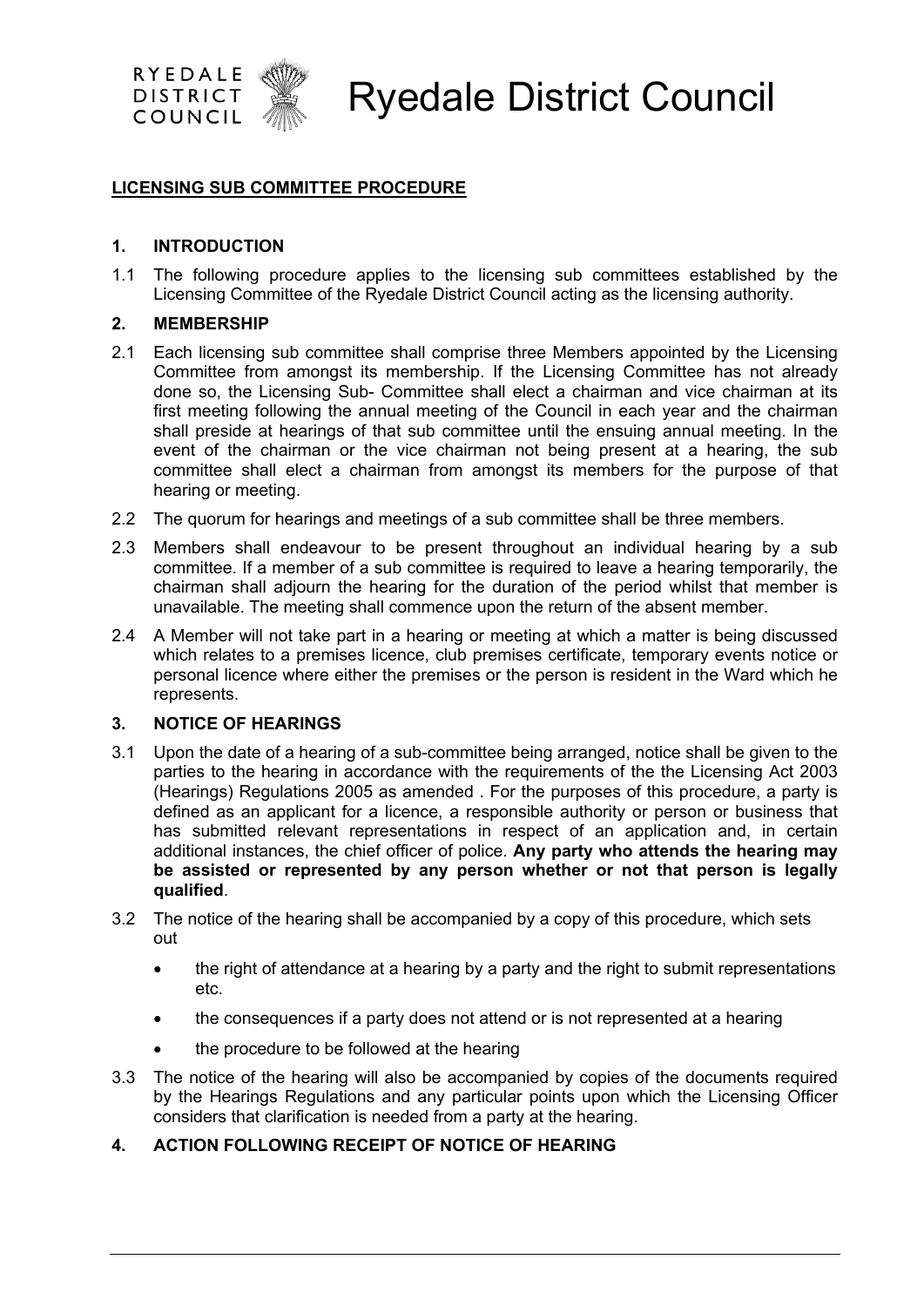# Ryedale District Council

**LICENSING SUB COMMITTEE PROCEDURE**

## 1. INTRODUCTION

1.1 The following procedure applies to the licensing sub committees established by the Licensing Committee of the Ryedale District Council acting as the licensing authority.

## 2. MEMBERSHIP

2.1 Each licensing sub committee shall comprise three Members appointed by the Licensing Committee from amongst its membership. If the Licensing Committee has not already done so, the Licensing Sub- Committee shall elect a chairman and vice chairman at its first meeting following the annual meeting of the Council in each year and the chairman shall preside at hearings of that sub committee until the ensuing annual meeting. In the event of the chairman or the vice chairman not being present at a hearing, the sub committee shall elect a chairman from amongst its members for the purpose of that hearing or meeting.

2.2 The quorum for hearings and meetings of a sub committee shall be three members.

2.3 Members shall endeavour to be present throughout an individual hearing by a sub committee. If a member of a sub committee is required to leave a hearing temporarily, the chairman shall adjourn the hearing for the duration of the period whilst that member is unavailable. The meeting shall commence upon the return of the absent member.

2.4 A Member will not take part in a hearing or meeting at which a matter is being discussed which relates to a premises licence, club premises certificate, temporary events notice or personal licence where either the premises or the person is resident in the Ward which he represents.

## 3. NOTICE OF HEARINGS

3.1 Upon the date of a hearing of a sub-committee being arranged, notice shall be given to the parties to the hearing in accordance with the requirements of the the Licensing Act 2003 (Hearings) Regulations 2005 as amended . For the purposes of this procedure, a party is defined as an applicant for a licence, a responsible authority or person or business that has submitted relevant representations in respect of an application and, in certain additional instances, the chief officer of police. **Any party who attends the hearing may be assisted or represented by any person whether or not that person is legally qualified**.

3.2 The notice of the hearing shall be accompanied by a copy of this procedure, which sets out

- the right of attendance at a hearing by a party and the right to submit representations etc.
- the consequences if a party does not attend or is not represented at a hearing
- the procedure to be followed at the hearing

3.3 The notice of the hearing will also be accompanied by copies of the documents required by the Hearings Regulations and any particular points upon which the Licensing Officer considers that clarification is needed from a party at the hearing.

## 4. ACTION FOLLOWING RECEIPT OF NOTICE OF HEARING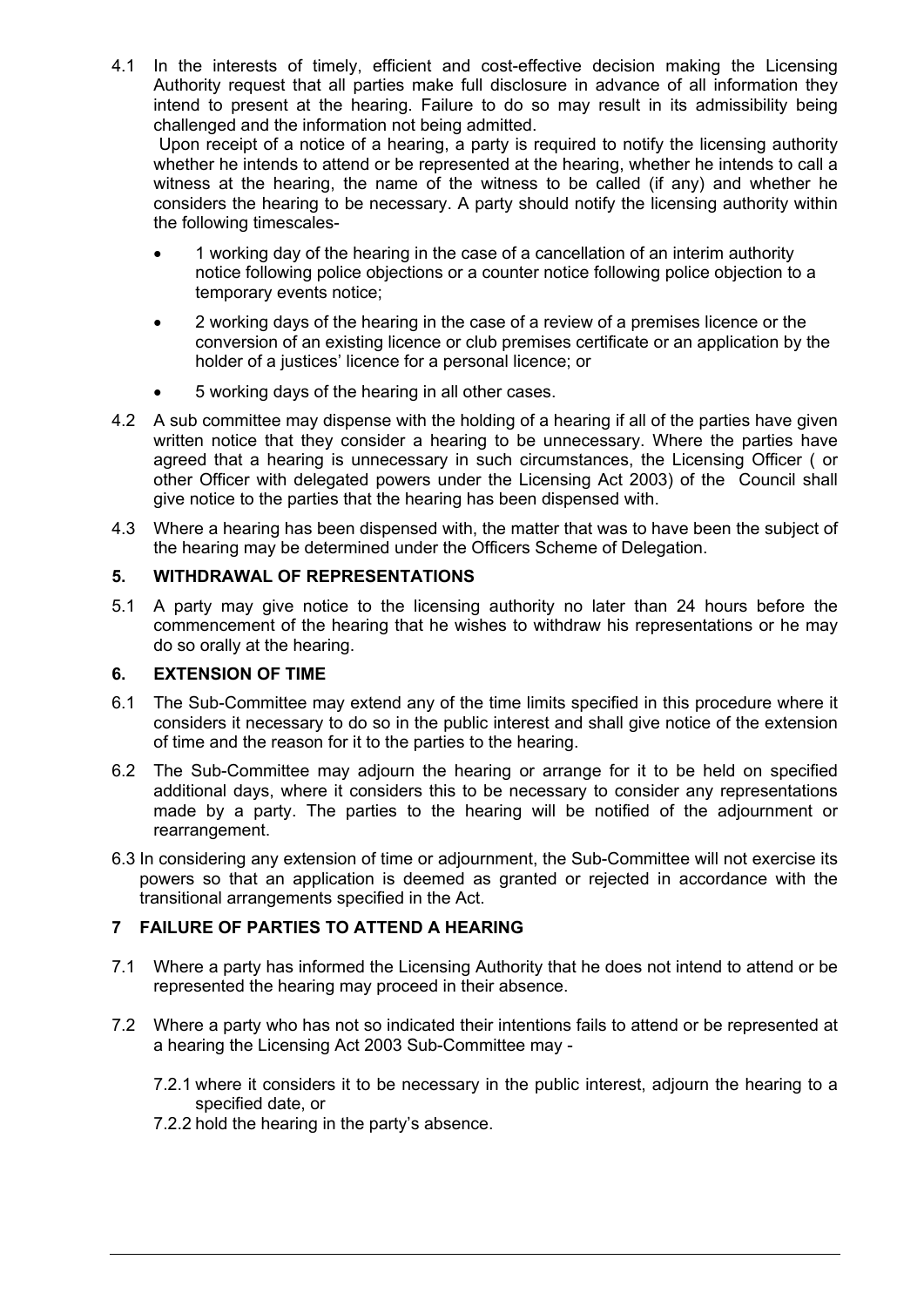4.1 In the interests of timely, efficient and cost-effective decision making the Licensing Authority request that all parties make full disclosure in advance of all information they intend to present at the hearing. Failure to do so may result in its admissibility being challenged and the information not being admitted.

Upon receipt of a notice of a hearing, a party is required to notify the licensing authority whether he intends to attend or be represented at the hearing, whether he intends to call a witness at the hearing, the name of the witness to be called (if any) and whether he considers the hearing to be necessary. A party should notify the licensing authority within the following timescales-

- 1 working day of the hearing in the case of a cancellation of an interim authority notice following police objections or a counter notice following police objection to a temporary events notice;
- 2 working days of the hearing in the case of a review of a premises licence or the conversion of an existing licence or club premises certificate or an application by the holder of a justices' licence for a personal licence; or
- 5 working days of the hearing in all other cases.

4.2 A sub committee may dispense with the holding of a hearing if all of the parties have given written notice that they consider a hearing to be unnecessary. Where the parties have agreed that a hearing is unnecessary in such circumstances, the Licensing Officer ( or other Officer with delegated powers under the Licensing Act 2003) of the Council shall give notice to the parties that the hearing has been dispensed with.

4.3 Where a hearing has been dispensed with, the matter that was to have been the subject of the hearing may be determined under the Officers Scheme of Delegation.

## 5. WITHDRAWAL OF REPRESENTATIONS

5.1 A party may give notice to the licensing authority no later than 24 hours before the commencement of the hearing that he wishes to withdraw his representations or he may do so orally at the hearing.

## 6. EXTENSION OF TIME

6.1 The Sub-Committee may extend any of the time limits specified in this procedure where it considers it necessary to do so in the public interest and shall give notice of the extension of time and the reason for it to the parties to the hearing.

6.2 The Sub-Committee may adjourn the hearing or arrange for it to be held on specified additional days, where it considers this to be necessary to consider any representations made by a party. The parties to the hearing will be notified of the adjournment or rearrangement.

6.3 In considering any extension of time or adjournment, the Sub-Committee will not exercise its powers so that an application is deemed as granted or rejected in accordance with the transitional arrangements specified in the Act.

## 7 FAILURE OF PARTIES TO ATTEND A HEARING

7.1 Where a party has informed the Licensing Authority that he does not intend to attend or be represented the hearing may proceed in their absence.

7.2 Where a party who has not so indicated their intentions fails to attend or be represented at a hearing the Licensing Act 2003 Sub-Committee may -

7.2.1 where it considers it to be necessary in the public interest, adjourn the hearing to a specified date, or

7.2.2 hold the hearing in the party's absence.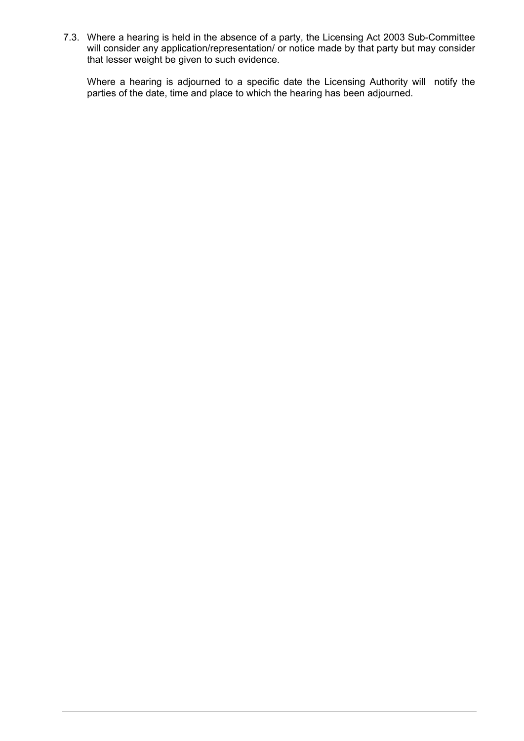7.3. Where a hearing is held in the absence of a party, the Licensing Act 2003 Sub-Committee will consider any application/representation/ or notice made by that party but may consider that lesser weight be given to such evidence.

Where a hearing is adjourned to a specific date the Licensing Authority will notify the parties of the date, time and place to which the hearing has been adjourned.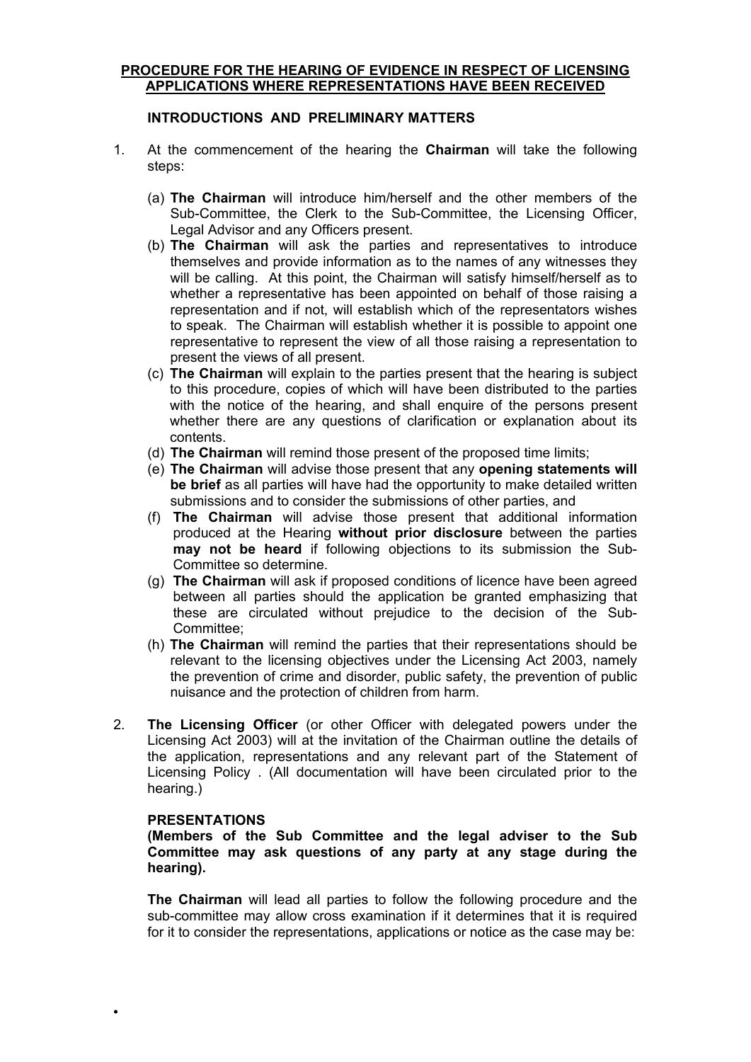## PROCEDURE FOR THE HEARING OF EVIDENCE IN RESPECT OF LICENSING APPLICATIONS WHERE REPRESENTATIONS HAVE BEEN RECEIVED

### INTRODUCTIONS AND PRELIMINARY MATTERS

1. At the commencement of the hearing the **Chairman** will take the following steps:

   (a) **The Chairman** will introduce him/herself and the other members of the Sub-Committee, the Clerk to the Sub-Committee, the Licensing Officer, Legal Advisor and any Officers present.

   (b) **The Chairman** will ask the parties and representatives to introduce themselves and provide information as to the names of any witnesses they will be calling. At this point, the Chairman will satisfy himself/herself as to whether a representative has been appointed on behalf of those raising a representation and if not, will establish which of the representators wishes to speak. The Chairman will establish whether it is possible to appoint one representative to represent the view of all those raising a representation to present the views of all present.

   (c) **The Chairman** will explain to the parties present that the hearing is subject to this procedure, copies of which will have been distributed to the parties with the notice of the hearing, and shall enquire of the persons present whether there are any questions of clarification or explanation about its contents.

   (d) **The Chairman** will remind those present of the proposed time limits;

   (e) **The Chairman** will advise those present that any **opening statements will be brief** as all parties will have had the opportunity to make detailed written submissions and to consider the submissions of other parties, and

   (f) **The Chairman** will advise those present that additional information produced at the Hearing **without prior disclosure** between the parties **may not be heard** if following objections to its submission the Sub-Committee so determine.

   (g) **The Chairman** will ask if proposed conditions of licence have been agreed between all parties should the application be granted emphasizing that these are circulated without prejudice to the decision of the Sub-Committee;

   (h) **The Chairman** will remind the parties that their representations should be relevant to the licensing objectives under the Licensing Act 2003, namely the prevention of crime and disorder, public safety, the prevention of public nuisance and the protection of children from harm.

2. **The Licensing Officer** (or other Officer with delegated powers under the Licensing Act 2003) will at the invitation of the Chairman outline the details of the application, representations and any relevant part of the Statement of Licensing Policy . (All documentation will have been circulated prior to the hearing.)

### PRESENTATIONS

**(Members of the Sub Committee and the legal adviser to the Sub Committee may ask questions of any party at any stage during the hearing).**

**The Chairman** will lead all parties to follow the following procedure and the sub-committee may allow cross examination if it determines that it is required for it to consider the representations, applications or notice as the case may be:

•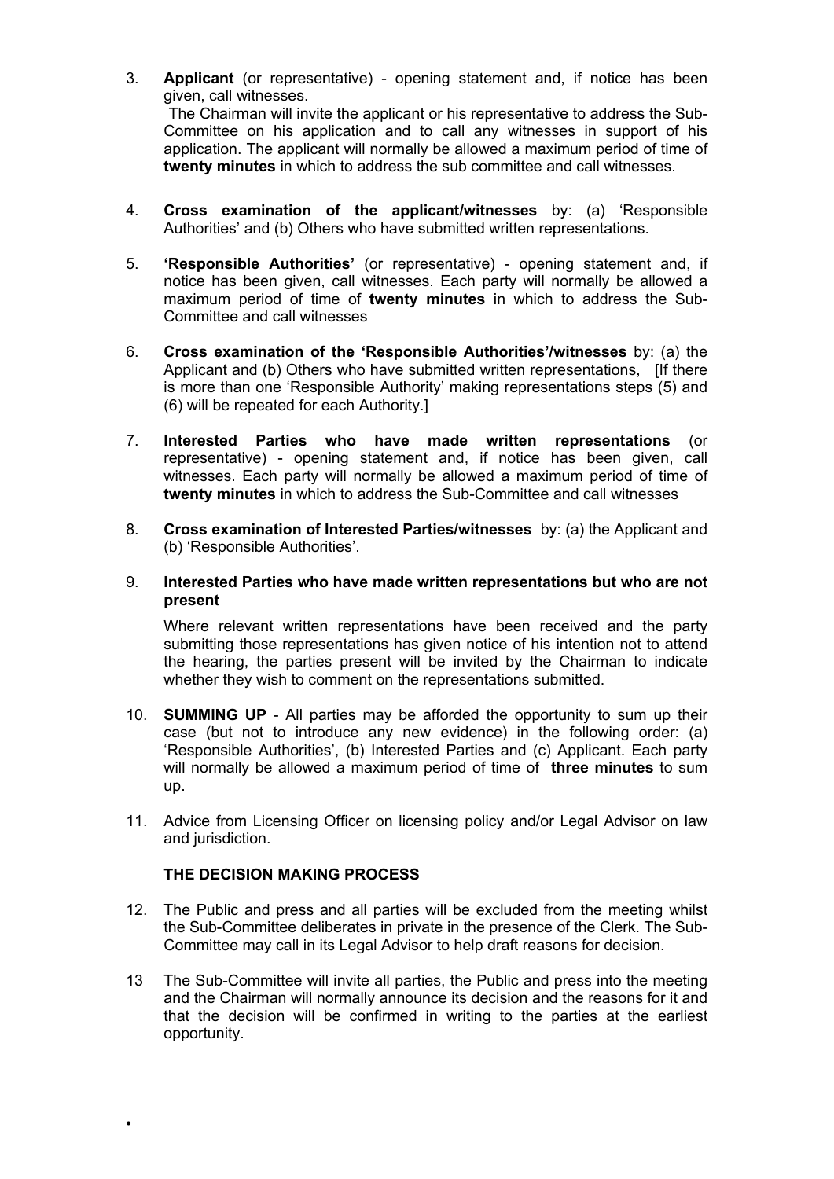3. **Applicant** (or representative) - opening statement and, if notice has been given, call witnesses.
   The Chairman will invite the applicant or his representative to address the Sub-Committee on his application and to call any witnesses in support of his application. The applicant will normally be allowed a maximum period of time of **twenty minutes** in which to address the sub committee and call witnesses.

4. **Cross examination of the applicant/witnesses** by: (a) 'Responsible Authorities' and (b) Others who have submitted written representations.

5. **'Responsible Authorities'** (or representative) - opening statement and, if notice has been given, call witnesses. Each party will normally be allowed a maximum period of time of **twenty minutes** in which to address the Sub-Committee and call witnesses

6. **Cross examination of the 'Responsible Authorities'/witnesses** by: (a) the Applicant and (b) Others who have submitted written representations, [If there is more than one 'Responsible Authority' making representations steps (5) and (6) will be repeated for each Authority.]

7. **Interested Parties who have made written representations** (or representative) - opening statement and, if notice has been given, call witnesses. Each party will normally be allowed a maximum period of time of **twenty minutes** in which to address the Sub-Committee and call witnesses

8. **Cross examination of Interested Parties/witnesses** by: (a) the Applicant and (b) 'Responsible Authorities'.

9. **Interested Parties who have made written representations but who are not present**

   Where relevant written representations have been received and the party submitting those representations has given notice of his intention not to attend the hearing, the parties present will be invited by the Chairman to indicate whether they wish to comment on the representations submitted.

10. **SUMMING UP** - All parties may be afforded the opportunity to sum up their case (but not to introduce any new evidence) in the following order: (a) 'Responsible Authorities', (b) Interested Parties and (c) Applicant. Each party will normally be allowed a maximum period of time of **three minutes** to sum up.

11. Advice from Licensing Officer on licensing policy and/or Legal Advisor on law and jurisdiction.

**THE DECISION MAKING PROCESS**

12. The Public and press and all parties will be excluded from the meeting whilst the Sub-Committee deliberates in private in the presence of the Clerk. The Sub-Committee may call in its Legal Advisor to help draft reasons for decision.

13 The Sub-Committee will invite all parties, the Public and press into the meeting and the Chairman will normally announce its decision and the reasons for it and that the decision will be confirmed in writing to the parties at the earliest opportunity.

•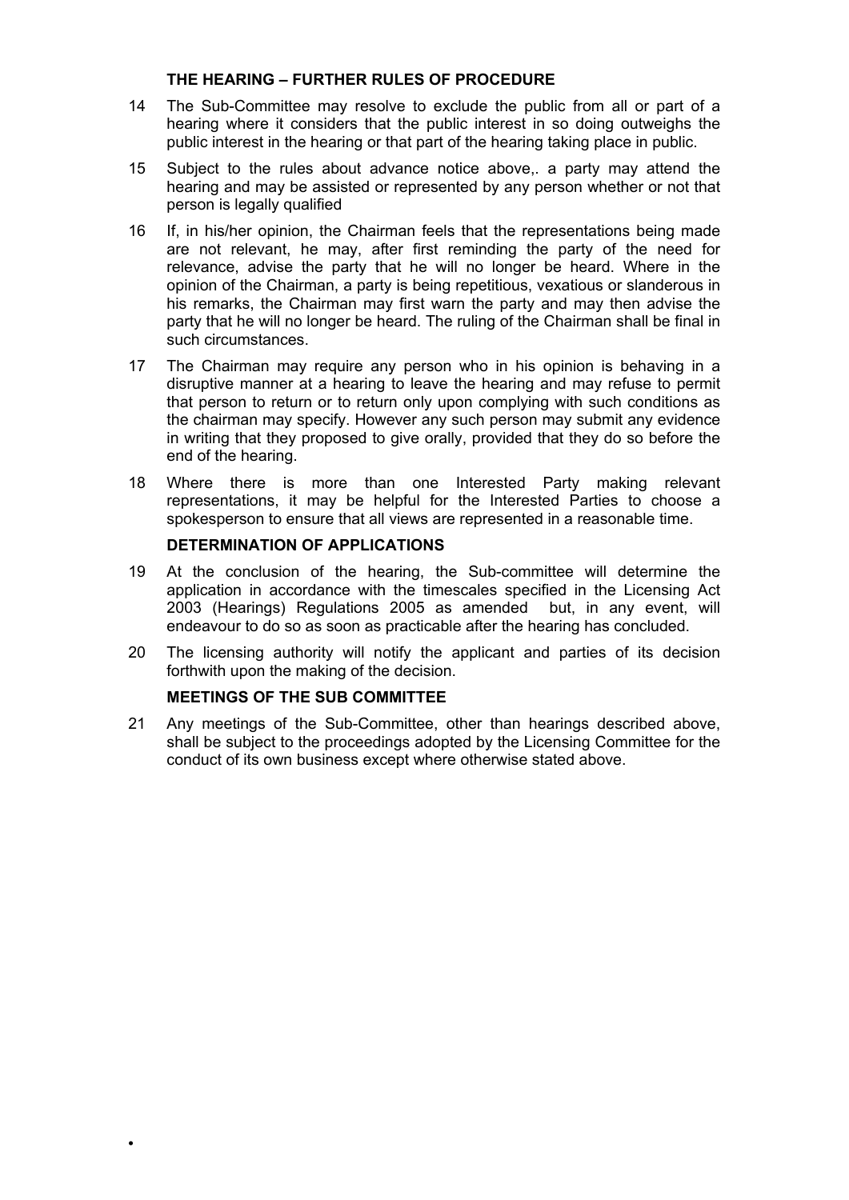### THE HEARING – FURTHER RULES OF PROCEDURE

14 The Sub-Committee may resolve to exclude the public from all or part of a hearing where it considers that the public interest in so doing outweighs the public interest in the hearing or that part of the hearing taking place in public.

15 Subject to the rules about advance notice above,. a party may attend the hearing and may be assisted or represented by any person whether or not that person is legally qualified

16 If, in his/her opinion, the Chairman feels that the representations being made are not relevant, he may, after first reminding the party of the need for relevance, advise the party that he will no longer be heard. Where in the opinion of the Chairman, a party is being repetitious, vexatious or slanderous in his remarks, the Chairman may first warn the party and may then advise the party that he will no longer be heard. The ruling of the Chairman shall be final in such circumstances.

17 The Chairman may require any person who in his opinion is behaving in a disruptive manner at a hearing to leave the hearing and may refuse to permit that person to return or to return only upon complying with such conditions as the chairman may specify. However any such person may submit any evidence in writing that they proposed to give orally, provided that they do so before the end of the hearing.

18 Where there is more than one Interested Party making relevant representations, it may be helpful for the Interested Parties to choose a spokesperson to ensure that all views are represented in a reasonable time.

### DETERMINATION OF APPLICATIONS

19 At the conclusion of the hearing, the Sub-committee will determine the application in accordance with the timescales specified in the Licensing Act 2003 (Hearings) Regulations 2005 as amended but, in any event, will endeavour to do so as soon as practicable after the hearing has concluded.

20 The licensing authority will notify the applicant and parties of its decision forthwith upon the making of the decision.

### MEETINGS OF THE SUB COMMITTEE

21 Any meetings of the Sub-Committee, other than hearings described above, shall be subject to the proceedings adopted by the Licensing Committee for the conduct of its own business except where otherwise stated above.